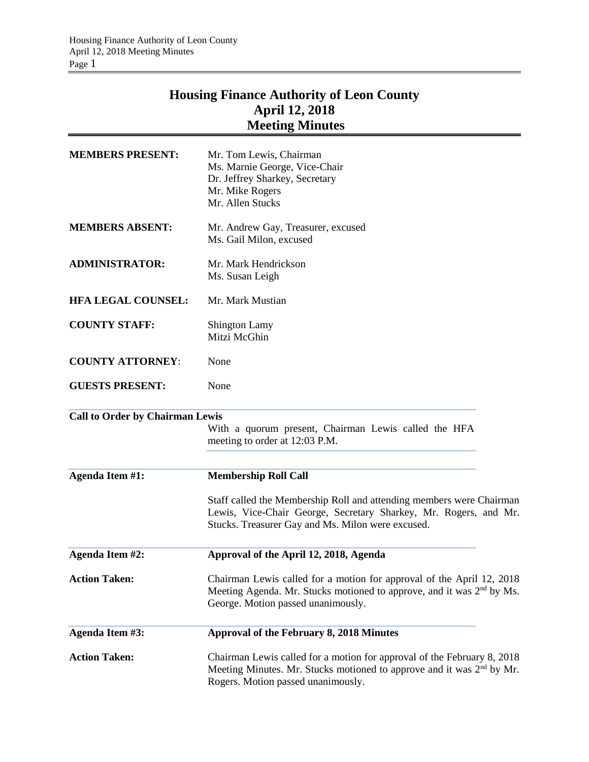# Housing Finance Authority of Leon County
## April 12, 2018
## Meeting Minutes

| | |
|---|---|
| **MEMBERS PRESENT:** | Mr. Tom Lewis, Chairman<br>Ms. Marnie George, Vice-Chair<br>Dr. Jeffrey Sharkey, Secretary<br>Mr. Mike Rogers<br>Mr. Allen Stucks |
| **MEMBERS ABSENT:** | Mr. Andrew Gay, Treasurer, excused<br>Ms. Gail Milon, excused |
| **ADMINISTRATOR:** | Mr. Mark Hendrickson<br>Ms. Susan Leigh |
| **HFA LEGAL COUNSEL:** | Mr. Mark Mustian |
| **COUNTY STAFF:** | Shington Lamy<br>Mitzi McGhin |
| **COUNTY ATTORNEY:** | None |
| **GUESTS PRESENT:** | None |

**Call to Order by Chairman Lewis**

With a quorum present, Chairman Lewis called the HFA meeting to order at 12:03 P.M.

**Agenda Item #1:** **Membership Roll Call**

Staff called the Membership Roll and attending members were Chairman Lewis, Vice-Chair George, Secretary Sharkey, Mr. Rogers, and Mr. Stucks. Treasurer Gay and Ms. Milon were excused.

**Agenda Item #2:** **Approval of the April 12, 2018, Agenda**

**Action Taken:** Chairman Lewis called for a motion for approval of the April 12, 2018 Meeting Agenda. Mr. Stucks motioned to approve, and it was 2nd by Ms. George. Motion passed unanimously.

**Agenda Item #3:** **Approval of the February 8, 2018 Minutes**

**Action Taken:** Chairman Lewis called for a motion for approval of the February 8, 2018 Meeting Minutes. Mr. Stucks motioned to approve and it was 2nd by Mr. Rogers. Motion passed unanimously.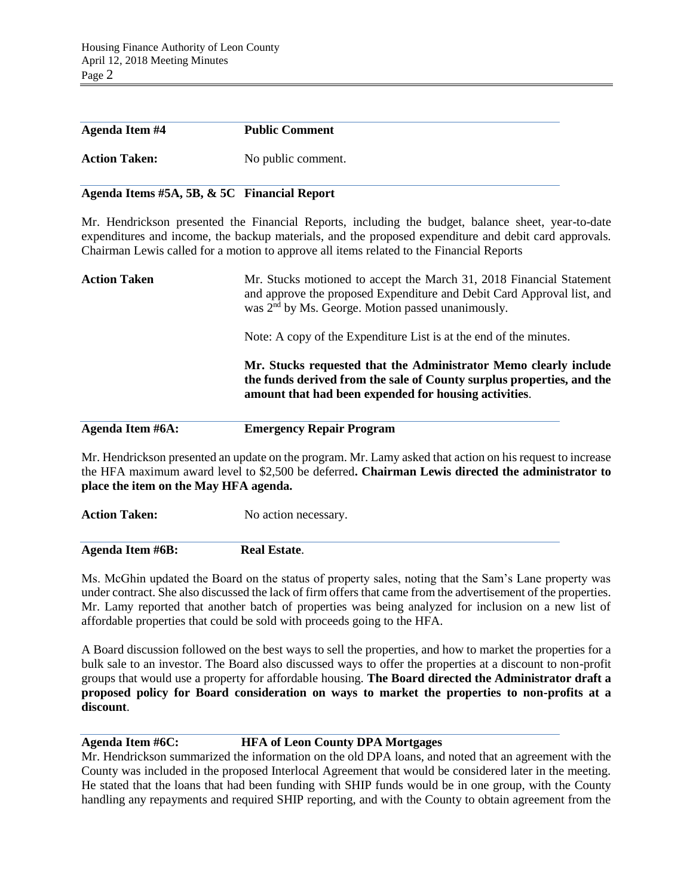**Agenda Item #4** **Public Comment**

**Action Taken:** No public comment.

**Agenda Items #5A, 5B, & 5C Financial Report**

Mr. Hendrickson presented the Financial Reports, including the budget, balance sheet, year-to-date expenditures and income, the backup materials, and the proposed expenditure and debit card approvals. Chairman Lewis called for a motion to approve all items related to the Financial Reports

**Action Taken** Mr. Stucks motioned to accept the March 31, 2018 Financial Statement and approve the proposed Expenditure and Debit Card Approval list, and was 2nd by Ms. George. Motion passed unanimously.

Note: A copy of the Expenditure List is at the end of the minutes.

**Mr. Stucks requested that the Administrator Memo clearly include the funds derived from the sale of County surplus properties, and the amount that had been expended for housing activities**.

**Agenda Item #6A:** **Emergency Repair Program**

Mr. Hendrickson presented an update on the program. Mr. Lamy asked that action on his request to increase the HFA maximum award level to $2,500 be deferred**. Chairman Lewis directed the administrator to place the item on the May HFA agenda.**

**Action Taken:** No action necessary.

**Agenda Item #6B:** **Real Estate**.

Ms. McGhin updated the Board on the status of property sales, noting that the Sam's Lane property was under contract. She also discussed the lack of firm offers that came from the advertisement of the properties. Mr. Lamy reported that another batch of properties was being analyzed for inclusion on a new list of affordable properties that could be sold with proceeds going to the HFA.

A Board discussion followed on the best ways to sell the properties, and how to market the properties for a bulk sale to an investor. The Board also discussed ways to offer the properties at a discount to non-profit groups that would use a property for affordable housing. **The Board directed the Administrator draft a proposed policy for Board consideration on ways to market the properties to non-profits at a discount**.

**Agenda Item #6C:** **HFA of Leon County DPA Mortgages**

Mr. Hendrickson summarized the information on the old DPA loans, and noted that an agreement with the County was included in the proposed Interlocal Agreement that would be considered later in the meeting. He stated that the loans that had been funding with SHIP funds would be in one group, with the County handling any repayments and required SHIP reporting, and with the County to obtain agreement from the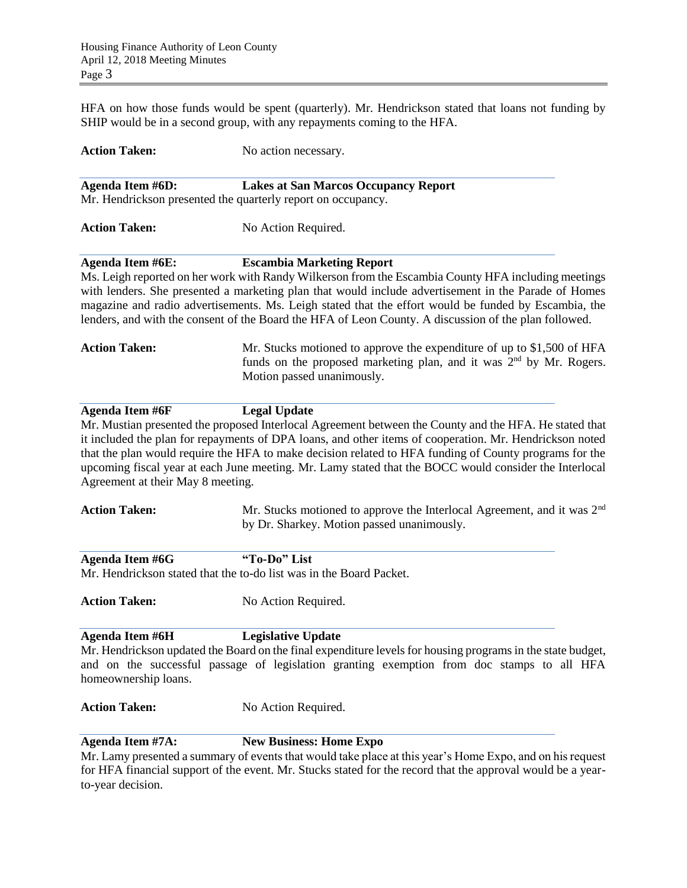HFA on how those funds would be spent (quarterly). Mr. Hendrickson stated that loans not funding by SHIP would be in a second group, with any repayments coming to the HFA.

**Action Taken:** No action necessary.

**Agenda Item #6D: Lakes at San Marcos Occupancy Report**

Mr. Hendrickson presented the quarterly report on occupancy.

**Action Taken:** No Action Required.

**Agenda Item #6E: Escambia Marketing Report**

Ms. Leigh reported on her work with Randy Wilkerson from the Escambia County HFA including meetings with lenders. She presented a marketing plan that would include advertisement in the Parade of Homes magazine and radio advertisements. Ms. Leigh stated that the effort would be funded by Escambia, the lenders, and with the consent of the Board the HFA of Leon County. A discussion of the plan followed.

**Action Taken:** Mr. Stucks motioned to approve the expenditure of up to $1,500 of HFA funds on the proposed marketing plan, and it was 2nd by Mr. Rogers. Motion passed unanimously.

**Agenda Item #6F Legal Update**

Mr. Mustian presented the proposed Interlocal Agreement between the County and the HFA. He stated that it included the plan for repayments of DPA loans, and other items of cooperation. Mr. Hendrickson noted that the plan would require the HFA to make decision related to HFA funding of County programs for the upcoming fiscal year at each June meeting. Mr. Lamy stated that the BOCC would consider the Interlocal Agreement at their May 8 meeting.

**Action Taken:** Mr. Stucks motioned to approve the Interlocal Agreement, and it was 2nd by Dr. Sharkey. Motion passed unanimously.

**Agenda Item #6G "To-Do" List**

Mr. Hendrickson stated that the to-do list was in the Board Packet.

**Action Taken:** No Action Required.

**Agenda Item #6H Legislative Update**

Mr. Hendrickson updated the Board on the final expenditure levels for housing programs in the state budget, and on the successful passage of legislation granting exemption from doc stamps to all HFA homeownership loans.

**Action Taken:** No Action Required.

**Agenda Item #7A: New Business: Home Expo**

Mr. Lamy presented a summary of events that would take place at this year's Home Expo, and on his request for HFA financial support of the event. Mr. Stucks stated for the record that the approval would be a year-to-year decision.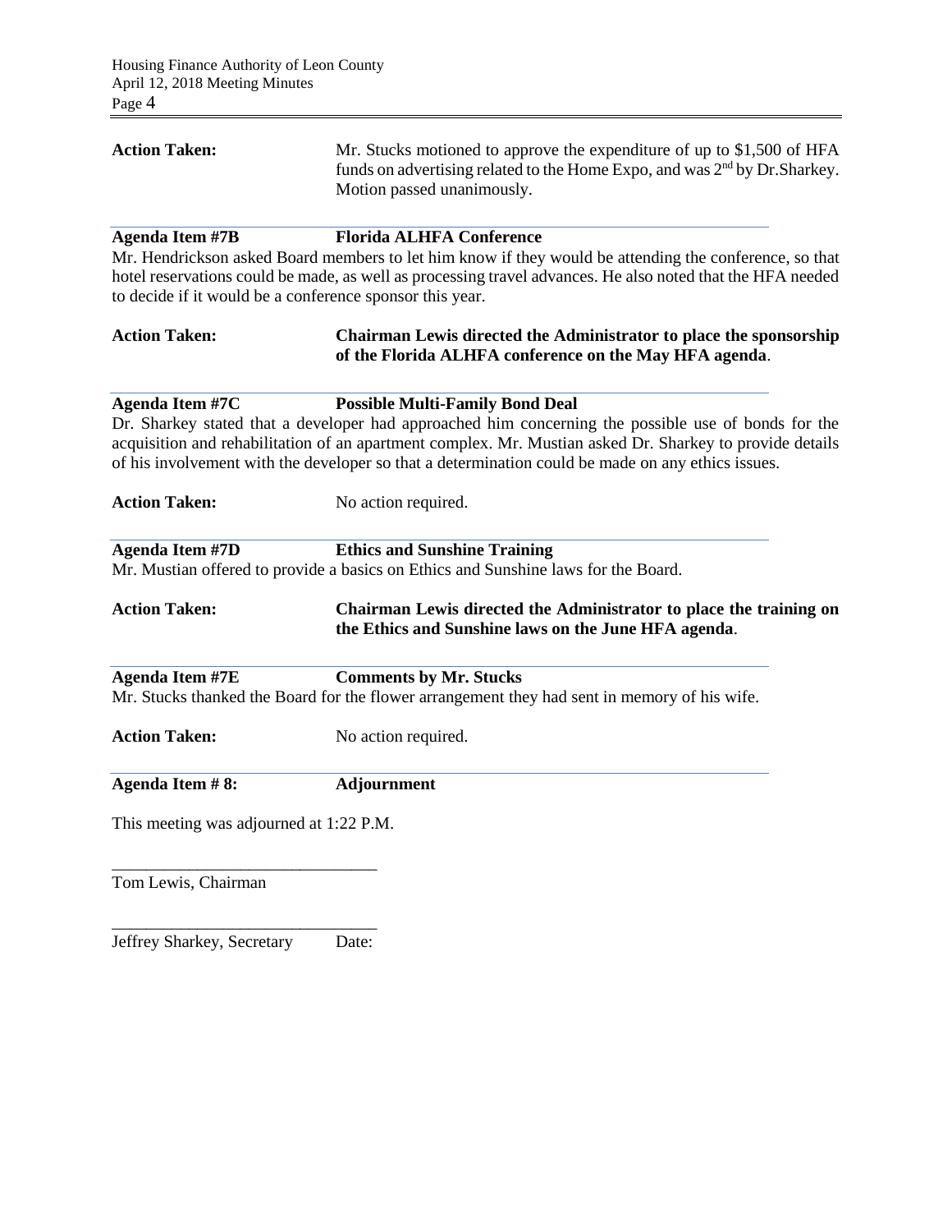**Action Taken:** Mr. Stucks motioned to approve the expenditure of up to $1,500 of HFA funds on advertising related to the Home Expo, and was 2nd by Dr.Sharkey. Motion passed unanimously.

**Agenda Item #7B** **Florida ALHFA Conference**

Mr. Hendrickson asked Board members to let him know if they would be attending the conference, so that hotel reservations could be made, as well as processing travel advances. He also noted that the HFA needed to decide if it would be a conference sponsor this year.

**Action Taken:** **Chairman Lewis directed the Administrator to place the sponsorship of the Florida ALHFA conference on the May HFA agenda**.

**Agenda Item #7C** **Possible Multi-Family Bond Deal**

Dr. Sharkey stated that a developer had approached him concerning the possible use of bonds for the acquisition and rehabilitation of an apartment complex. Mr. Mustian asked Dr. Sharkey to provide details of his involvement with the developer so that a determination could be made on any ethics issues.

**Action Taken:** No action required.

**Agenda Item #7D** **Ethics and Sunshine Training**

Mr. Mustian offered to provide a basics on Ethics and Sunshine laws for the Board.

**Action Taken:** **Chairman Lewis directed the Administrator to place the training on the Ethics and Sunshine laws on the June HFA agenda**.

**Agenda Item #7E** **Comments by Mr. Stucks**

Mr. Stucks thanked the Board for the flower arrangement they had sent in memory of his wife.

**Action Taken:** No action required.

**Agenda Item # 8:** **Adjournment**

This meeting was adjourned at 1:22 P.M.

_______________________________
Tom Lewis, Chairman

_______________________________
Jeffrey Sharkey, Secretary Date: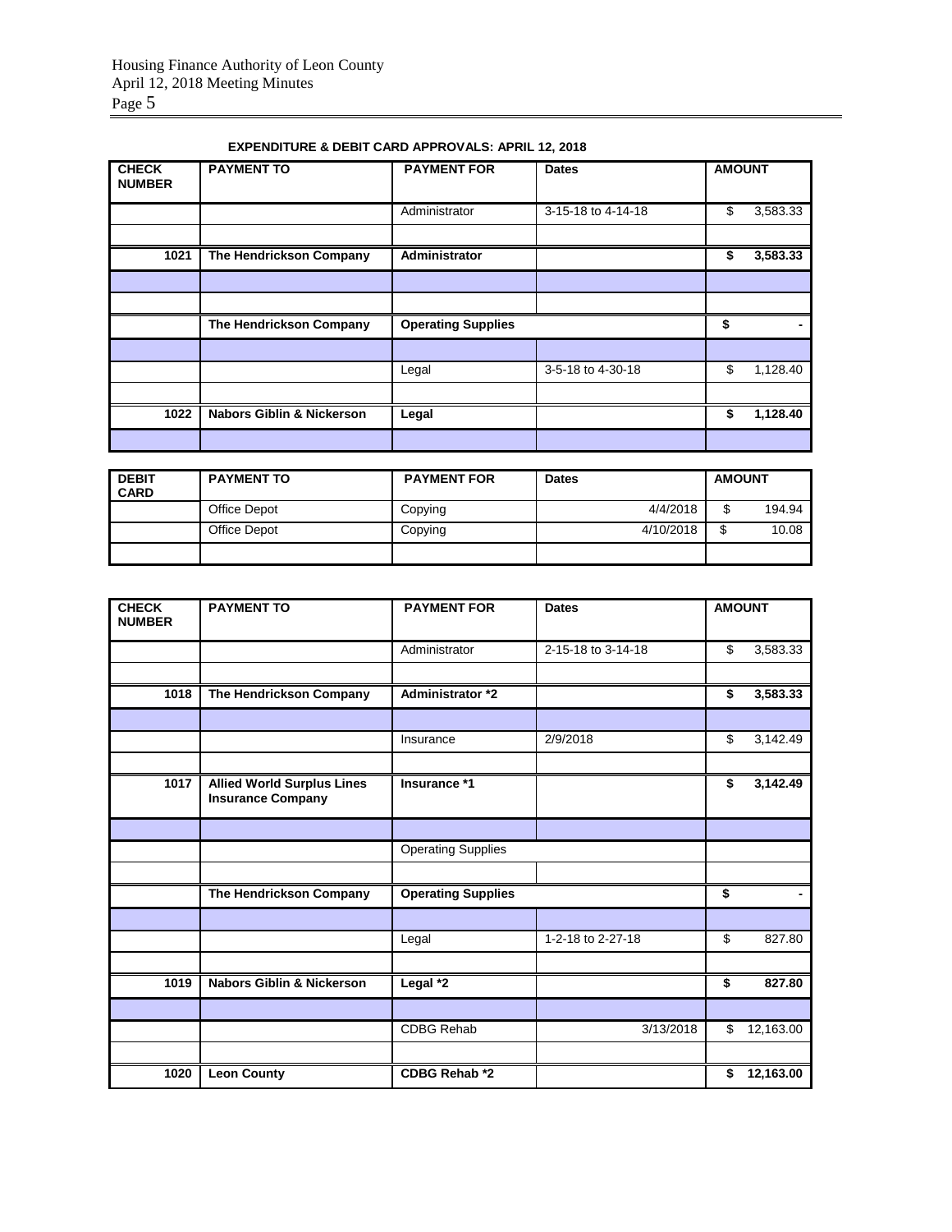**EXPENDITURE & DEBIT CARD APPROVALS: APRIL 12, 2018**

| CHECK NUMBER | PAYMENT TO | PAYMENT FOR | Dates | AMOUNT |
|---|---|---|---|---|
| | | Administrator | 3-15-18 to 4-14-18 | $ 3,583.33 |
| | | | | |
| **1021** | **The Hendrickson Company** | **Administrator** | | **$ 3,583.33** |
| | | | | |
| | | | | |
| | **The Hendrickson Company** | **Operating Supplies** | | **$ -** |
| | | | | |
| | | Legal | 3-5-18 to 4-30-18 | $ 1,128.40 |
| | | | | |
| **1022** | **Nabors Giblin & Nickerson** | **Legal** | | **$ 1,128.40** |
| | | | | |

| DEBIT CARD | PAYMENT TO | PAYMENT FOR | Dates | AMOUNT |
|---|---|---|---|---|
| | Office Depot | Copying | 4/4/2018 | $ 194.94 |
| | Office Depot | Copying | 4/10/2018 | $ 10.08 |
| | | | | |

| CHECK NUMBER | PAYMENT TO | PAYMENT FOR | Dates | AMOUNT |
|---|---|---|---|---|
| | | Administrator | 2-15-18 to 3-14-18 | $ 3,583.33 |
| | | | | |
| **1018** | **The Hendrickson Company** | **Administrator *2** | | **$ 3,583.33** |
| | | | | |
| | | Insurance | 2/9/2018 | $ 3,142.49 |
| | | | | |
| **1017** | **Allied World Surplus Lines Insurance Company** | **Insurance *1** | | **$ 3,142.49** |
| | | | | |
| | | Operating Supplies | | |
| | | | | |
| | **The Hendrickson Company** | **Operating Supplies** | | **$ -** |
| | | | | |
| | | Legal | 1-2-18 to 2-27-18 | $ 827.80 |
| | | | | |
| **1019** | **Nabors Giblin & Nickerson** | **Legal *2** | | **$ 827.80** |
| | | | | |
| | | CDBG Rehab | 3/13/2018 | $ 12,163.00 |
| | | | | |
| **1020** | **Leon County** | **CDBG Rehab *2** | | **$ 12,163.00** |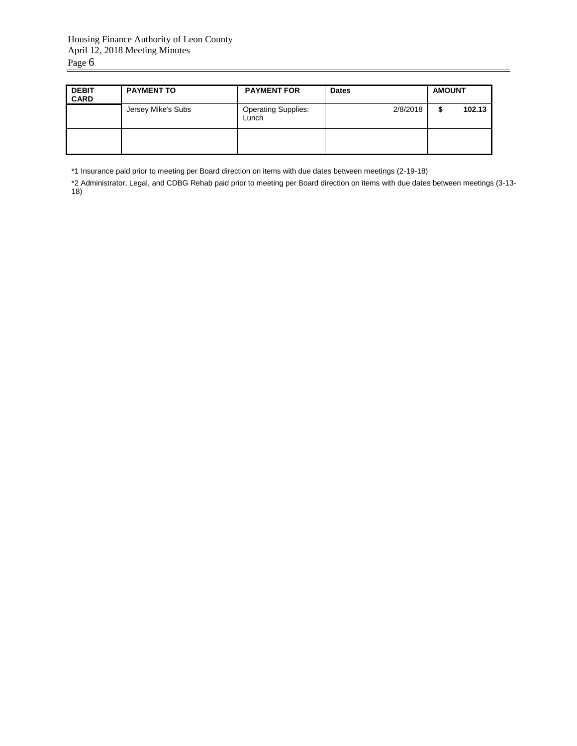| DEBIT CARD | PAYMENT TO | PAYMENT FOR | Dates | AMOUNT |
| --- | --- | --- | --- | --- |
| | Jersey Mike's Subs | Operating Supplies: Lunch | 2/8/2018 | $ 102.13 |
| | | | | |
| | | | | |

*1 Insurance paid prior to meeting per Board direction on items with due dates between meetings (2-19-18)

*2 Administrator, Legal, and CDBG Rehab paid prior to meeting per Board direction on items with due dates between meetings (3-13-18)